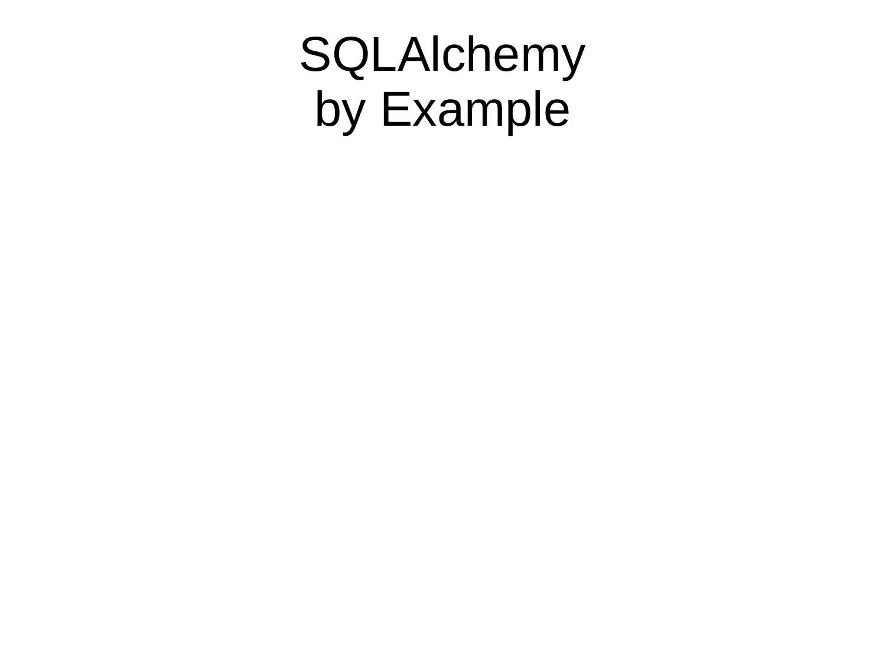# SQLAlchemy
# by Example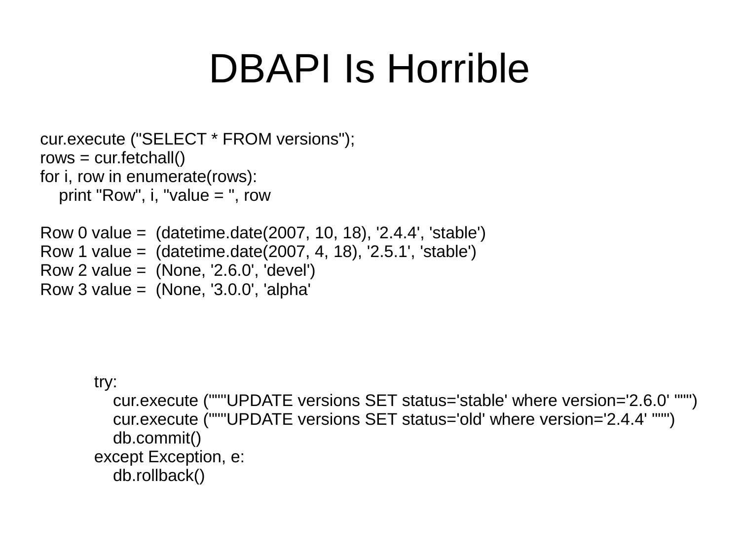# DBAPI Is Horrible

```
cur.execute ("SELECT * FROM versions");
rows = cur.fetchall()
for i, row in enumerate(rows):
    print "Row", i, "value = ", row

Row 0 value =  (datetime.date(2007, 10, 18), '2.4.4', 'stable')
Row 1 value =  (datetime.date(2007, 4, 18), '2.5.1', 'stable')
Row 2 value =  (None, '2.6.0', 'devel')
Row 3 value =  (None, '3.0.0', 'alpha'
```

```
try:
    cur.execute ("""UPDATE versions SET status='stable' where version='2.6.0' """)
    cur.execute ("""UPDATE versions SET status='old' where version='2.4.4' """)
    db.commit()
except Exception, e:
    db.rollback()
```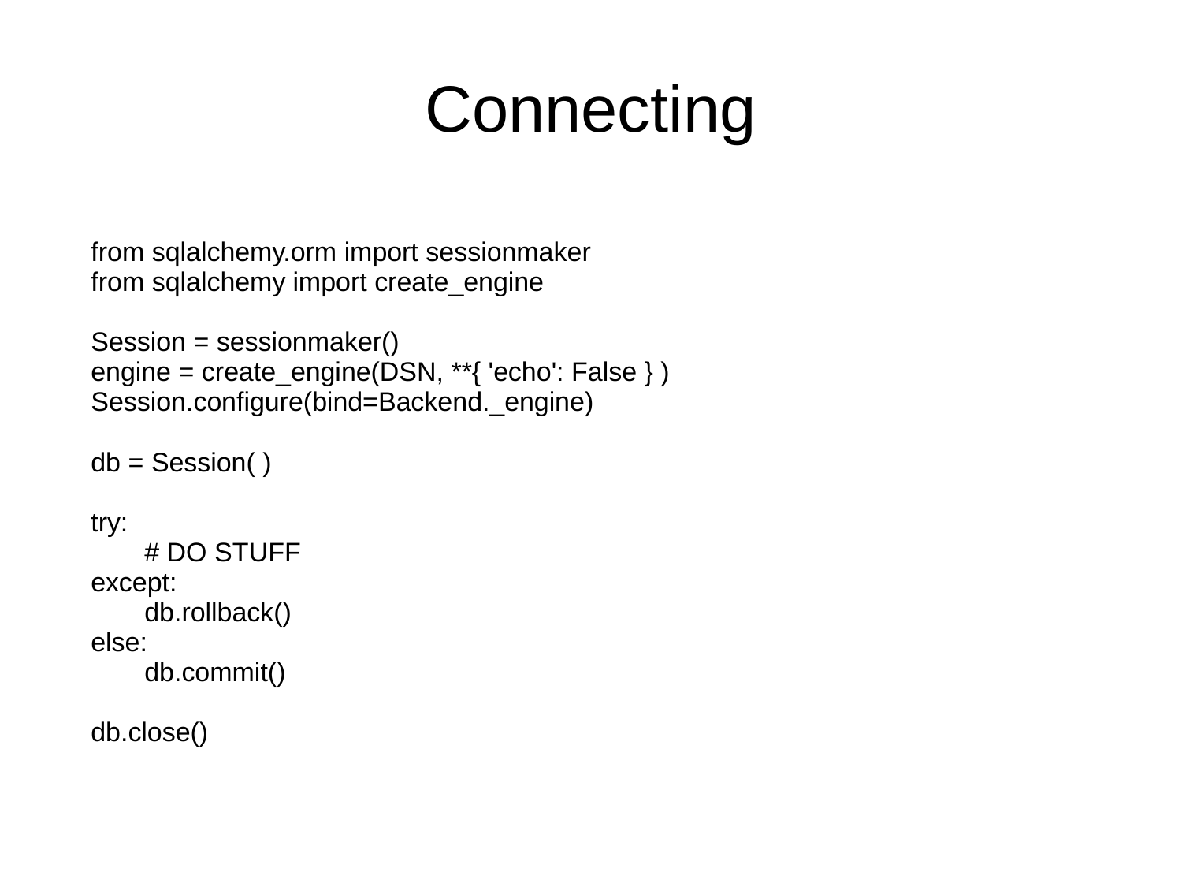# Connecting

```
from sqlalchemy.orm import sessionmaker
from sqlalchemy import create_engine

Session = sessionmaker()
engine = create_engine(DSN, **{ 'echo': False } )
Session.configure(bind=Backend._engine)

db = Session( )

try:
    # DO STUFF
except:
    db.rollback()
else:
    db.commit()

db.close()
```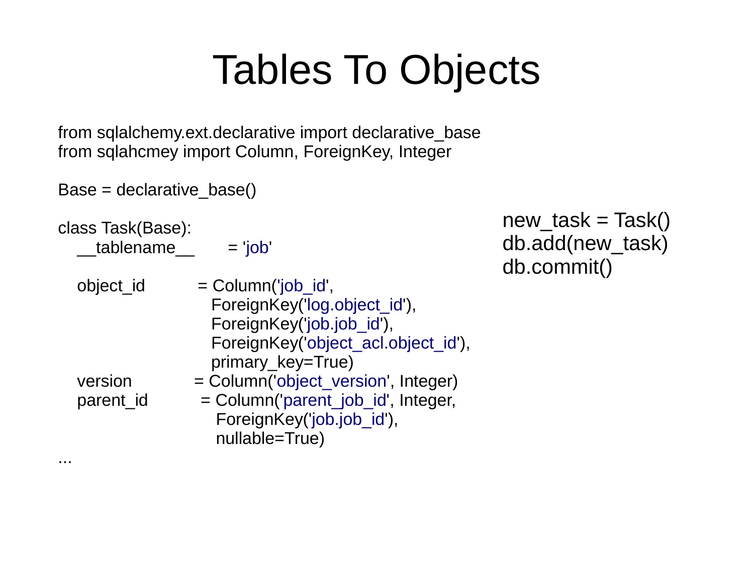# Tables To Objects

```
from sqlalchemy.ext.declarative import declarative_base
from sqlahcmey import Column, ForeignKey, Integer

Base = declarative_base()

class Task(Base):
    __tablename__       = 'job'

    object_id          = Column('job_id',
                            ForeignKey('log.object_id'),
                            ForeignKey('job.job_id'),
                            ForeignKey('object_acl.object_id'),
                            primary_key=True)
    version            = Column('object_version', Integer)
    parent_id          = Column('parent_job_id', Integer,
                            ForeignKey('job.job_id'),
                            nullable=True)
...
```

```
new_task = Task()
db.add(new_task)
db.commit()
```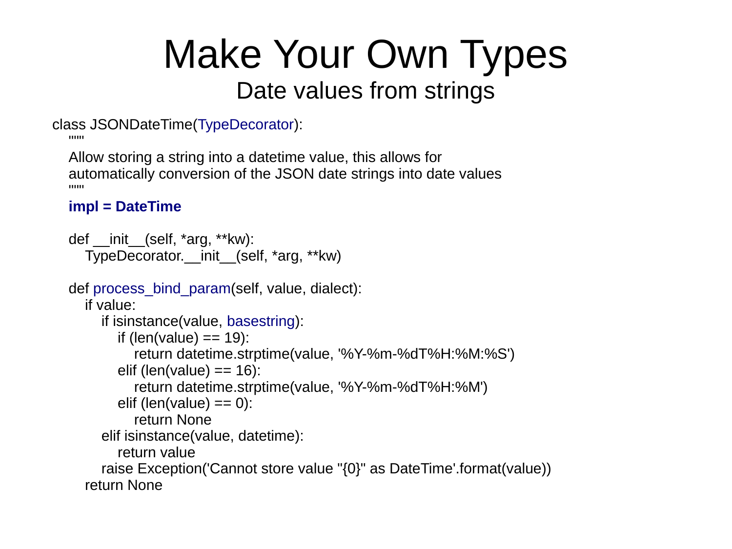# Make Your Own Types

## Date values from strings

```
class JSONDateTime(TypeDecorator):
    """
    Allow storing a string into a datetime value, this allows for
    automatically conversion of the JSON date strings into date values
    """
    impl = DateTime

    def __init__(self, *arg, **kw):
        TypeDecorator.__init__(self, *arg, **kw)

    def process_bind_param(self, value, dialect):
        if value:
            if isinstance(value, basestring):
                if (len(value) == 19):
                    return datetime.strptime(value, '%Y-%m-%dT%H:%M:%S')
                elif (len(value) == 16):
                    return datetime.strptime(value, '%Y-%m-%dT%H:%M')
                elif (len(value) == 0):
                    return None
            elif isinstance(value, datetime):
                return value
            raise Exception('Cannot store value "{0}" as DateTime'.format(value))
        return None
```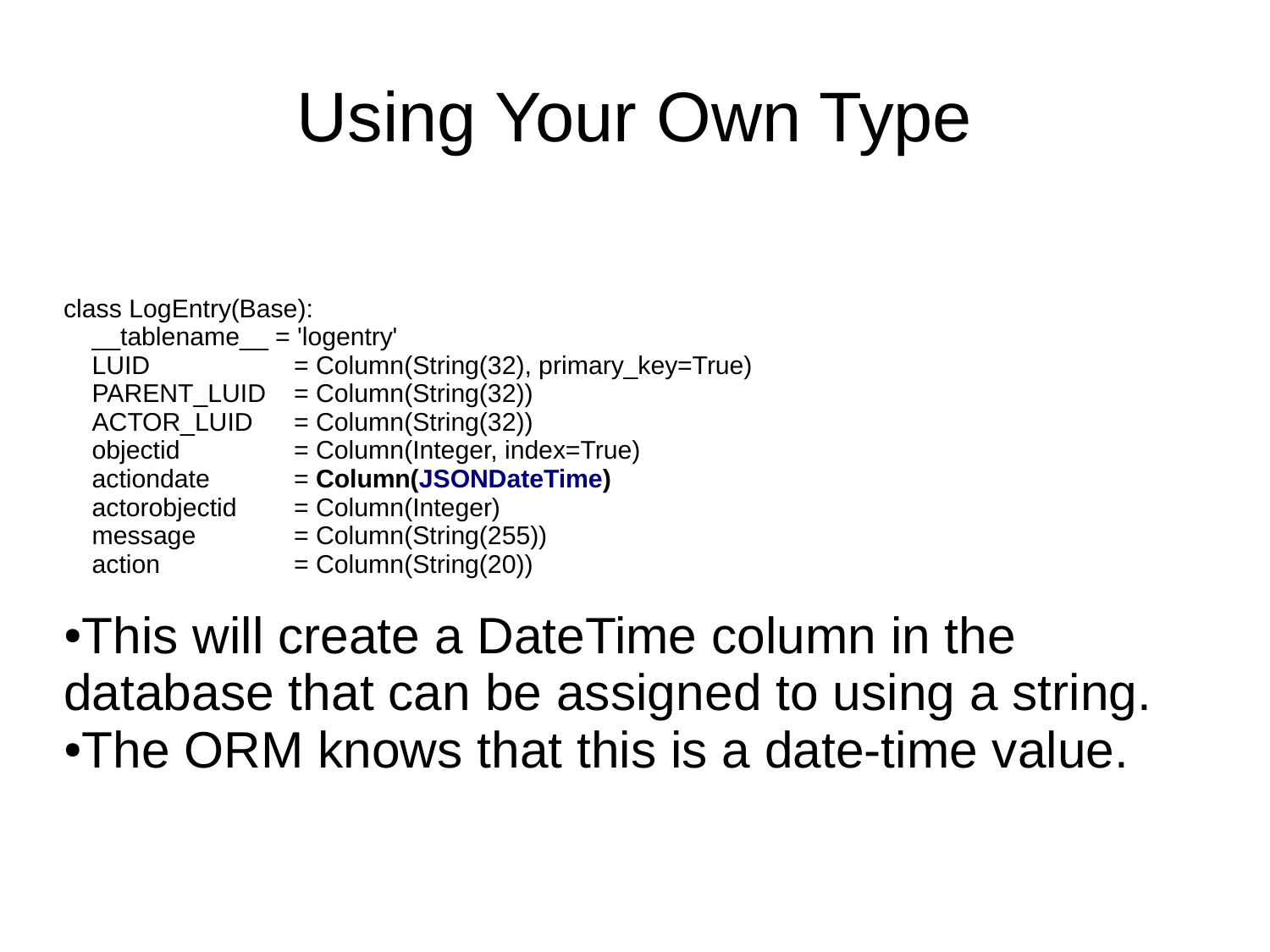# Using Your Own Type

```
class LogEntry(Base):
    __tablename__ = 'logentry'
    LUID            = Column(String(32), primary_key=True)
    PARENT_LUID     = Column(String(32))
    ACTOR_LUID      = Column(String(32))
    objectid        = Column(Integer, index=True)
    actiondate      = Column(JSONDateTime)
    actorobjectid   = Column(Integer)
    message         = Column(String(255))
    action          = Column(String(20))
```

- This will create a DateTime column in the database that can be assigned to using a string.
- The ORM knows that this is a date-time value.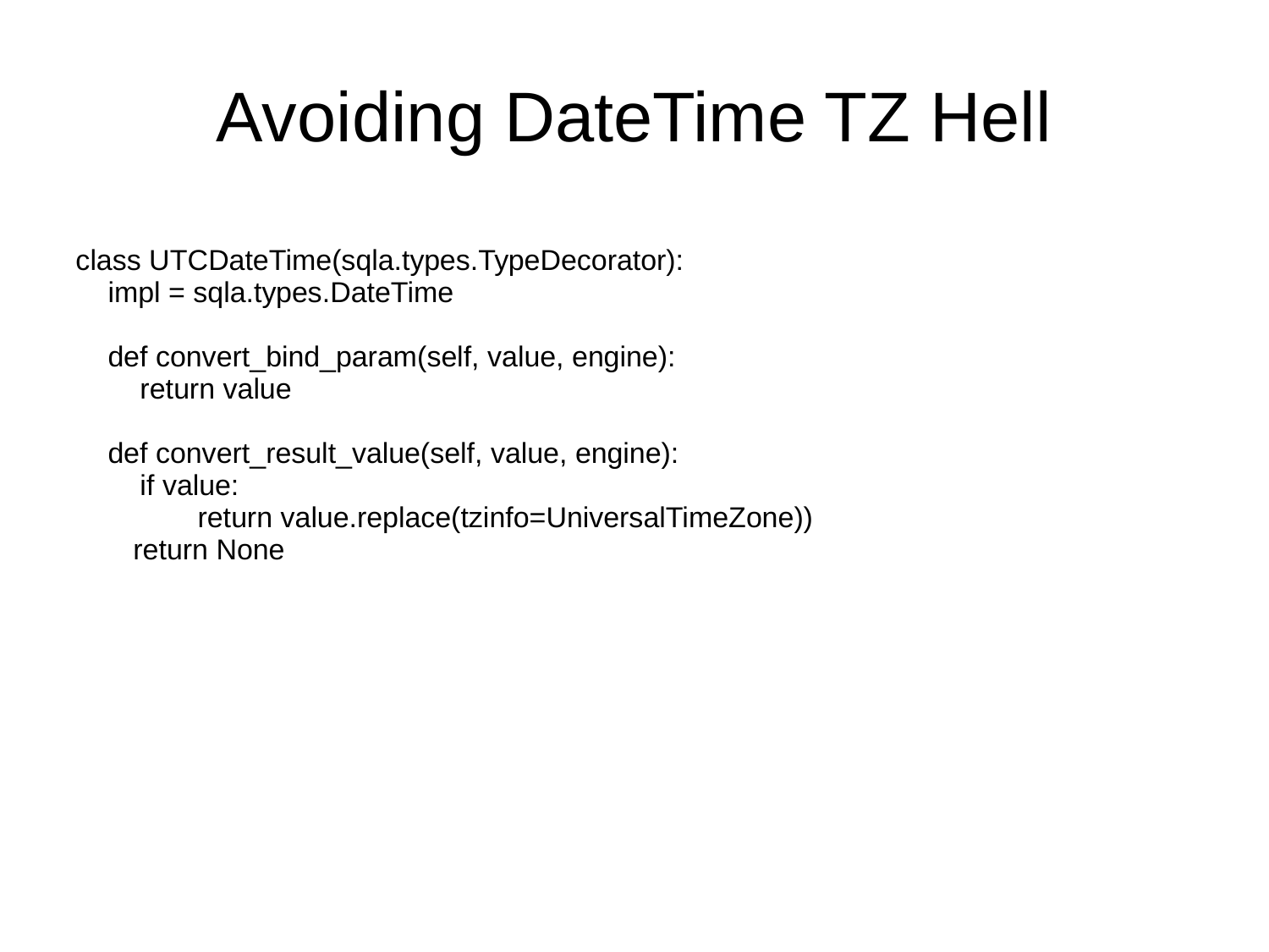# Avoiding DateTime TZ Hell

```
class UTCDateTime(sqla.types.TypeDecorator):
    impl = sqla.types.DateTime

    def convert_bind_param(self, value, engine):
        return value

    def convert_result_value(self, value, engine):
        if value:
            return value.replace(tzinfo=UniversalTimeZone))
        return None
```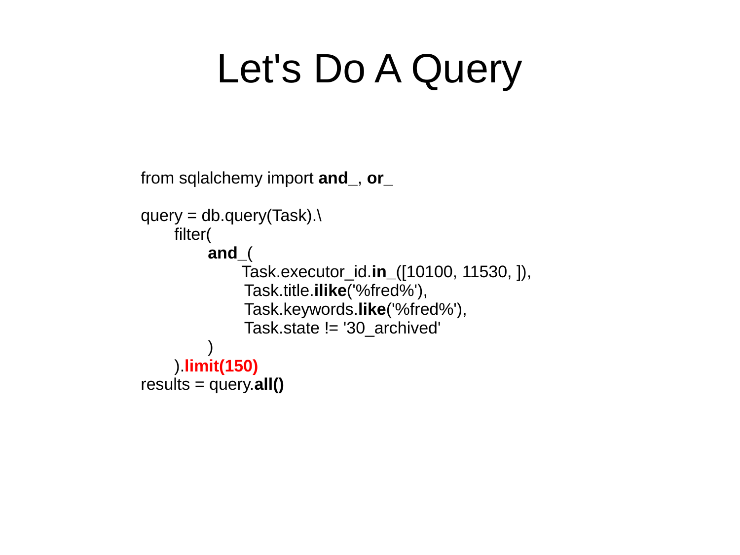# Let's Do A Query

```
from sqlalchemy import and_, or_

query = db.query(Task).\
    filter(
        and_(
            Task.executor_id.in_([10100, 11530, ]),
            Task.title.ilike('%fred%'),
            Task.keywords.like('%fred%'),
            Task.state != '30_archived'
        )
    ).limit(150)
results = query.all()
```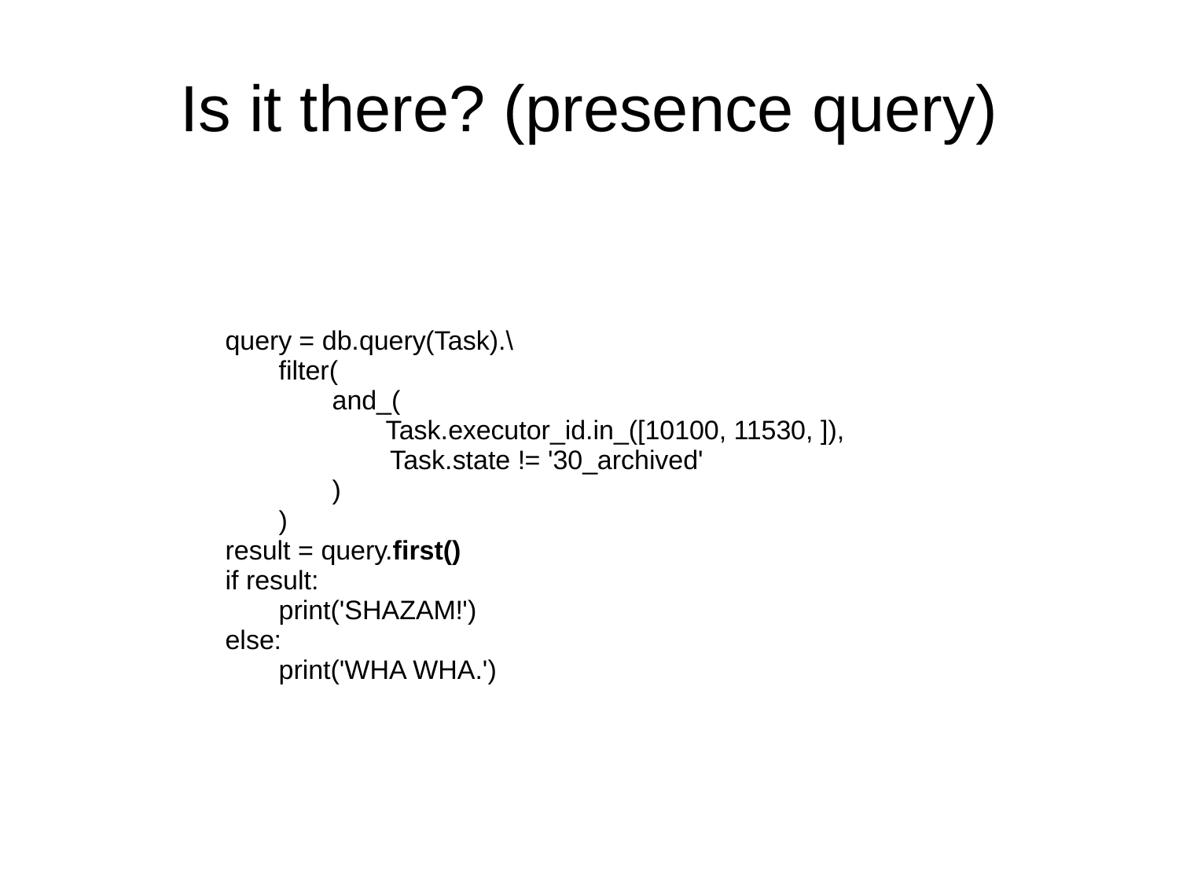# Is it there? (presence query)

```
query = db.query(Task).\
    filter(
        and_(
            Task.executor_id.in_([10100, 11530, ]),
            Task.state != '30_archived'
        )
    )
result = query.first()
if result:
    print('SHAZAM!')
else:
    print('WHA WHA.')
```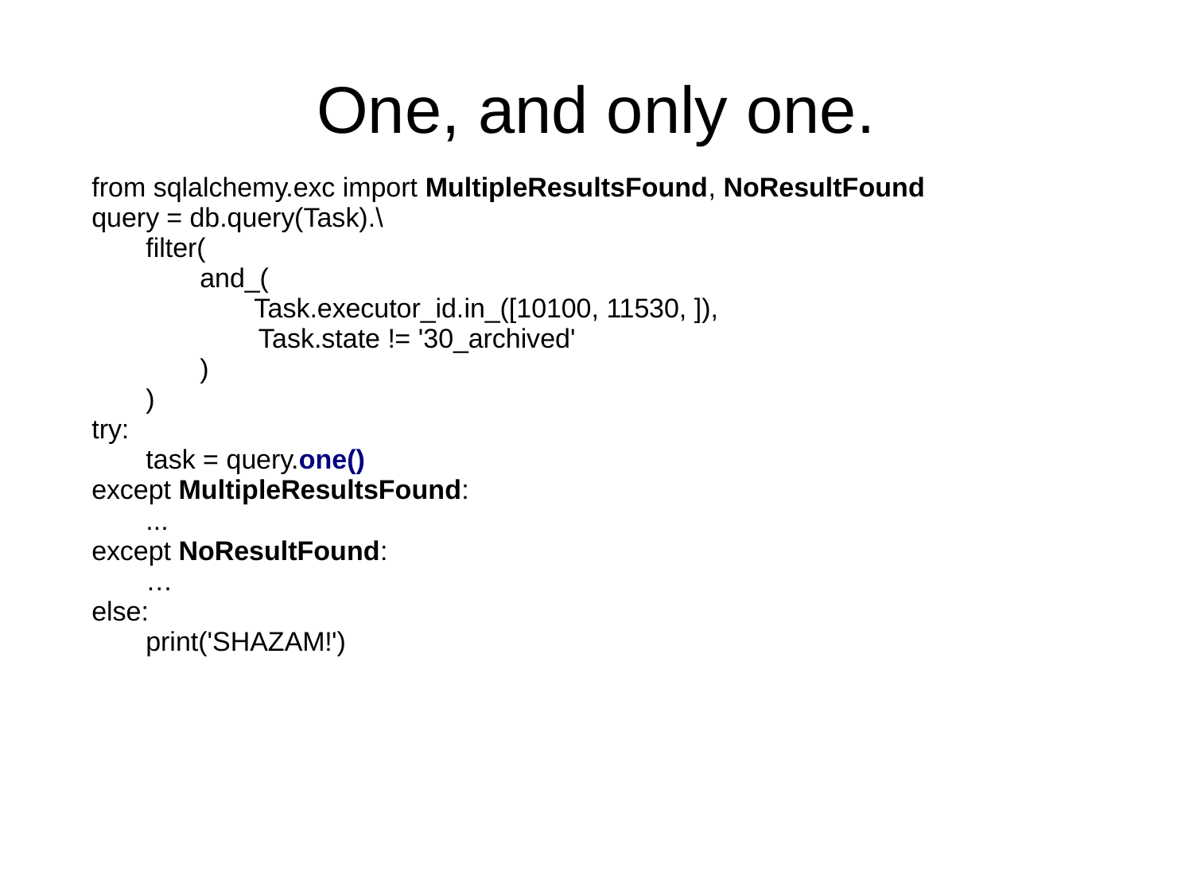# One, and only one.

```
from sqlalchemy.exc import MultipleResultsFound, NoResultFound
query = db.query(Task).\
    filter(
        and_(
            Task.executor_id.in_([10100, 11530, ]),
             Task.state != '30_archived'
        )
    )
try:
    task = query.one()
except MultipleResultsFound:
    ...
except NoResultFound:
    …
else:
    print('SHAZAM!')
```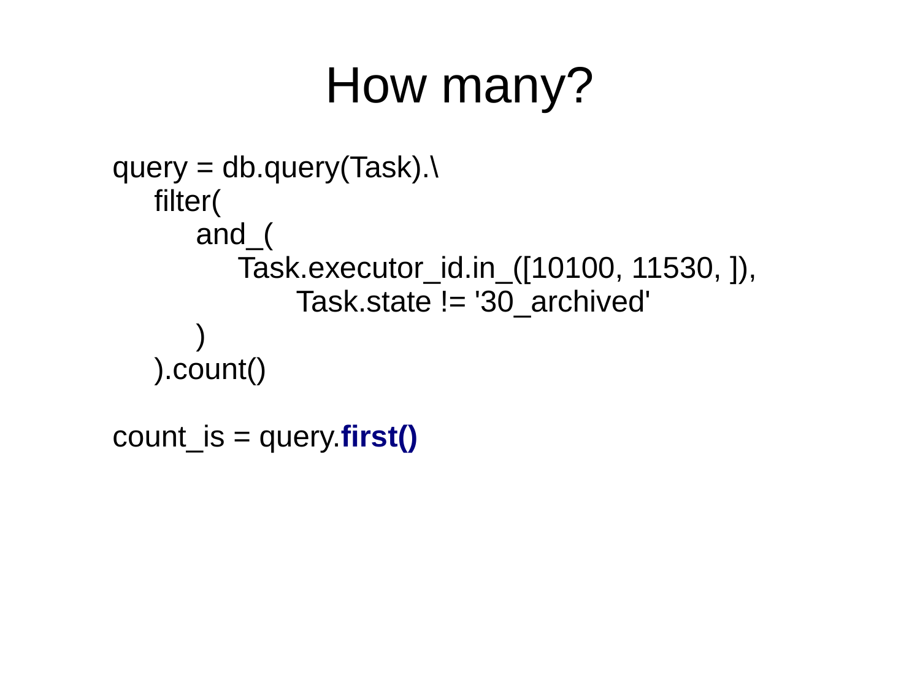# How many?

```
query = db.query(Task).\
    filter(
        and_(
            Task.executor_id.in_([10100, 11530, ]),
                Task.state != '30_archived'
        )
    ).count()

count_is = query.first()
```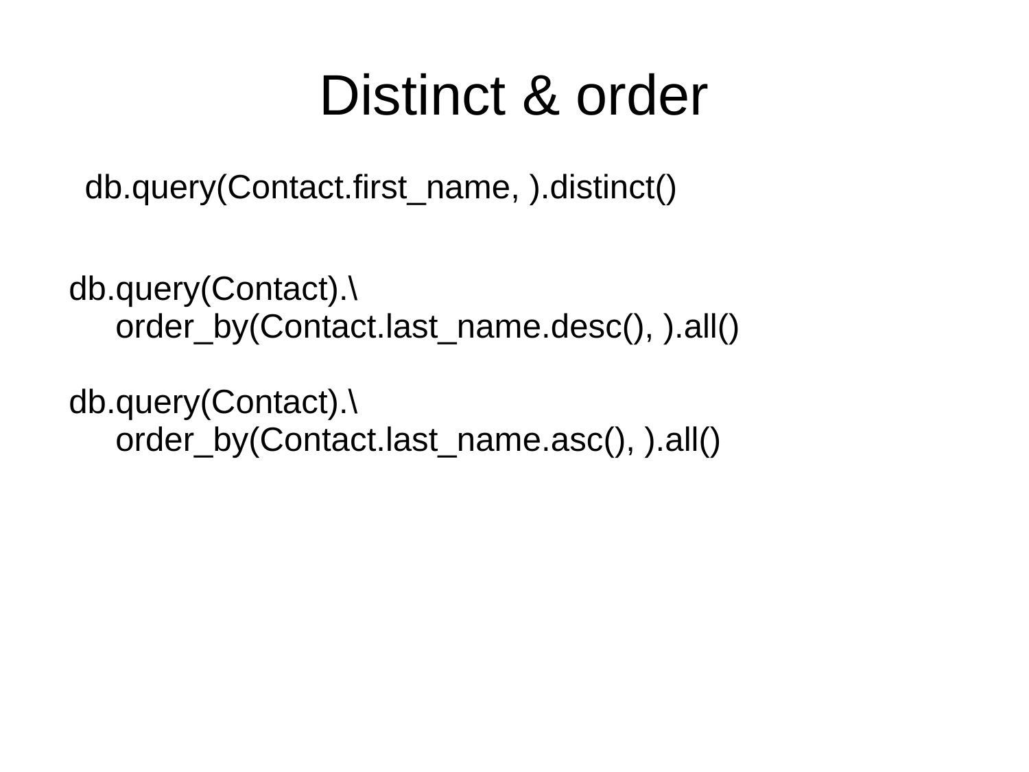# Distinct & order

```
db.query(Contact.first_name, ).distinct()
```

```
db.query(Contact).\
    order_by(Contact.last_name.desc(), ).all()

db.query(Contact).\
    order_by(Contact.last_name.asc(), ).all()
```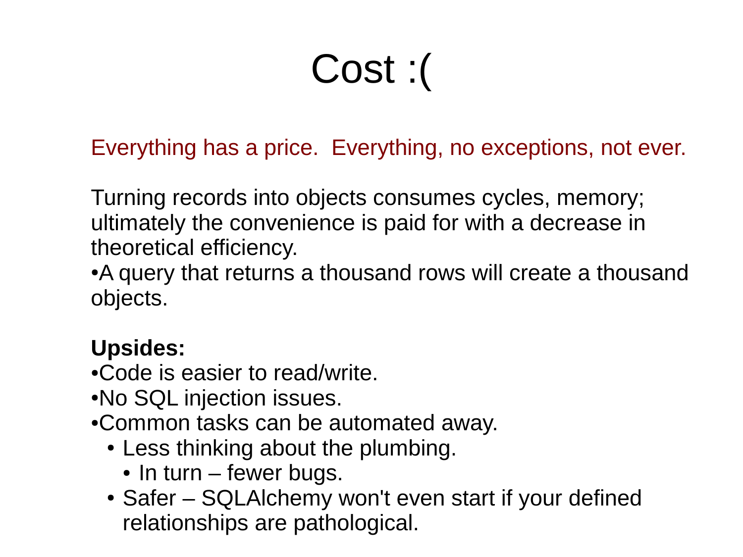# Cost :(

Everything has a price.  Everything, no exceptions, not ever.

Turning records into objects consumes cycles, memory; ultimately the convenience is paid for with a decrease in theoretical efficiency.

- A query that returns a thousand rows will create a thousand objects.

**Upsides:**

- Code is easier to read/write.
- No SQL injection issues.
- Common tasks can be automated away.
  - Less thinking about the plumbing.
    - In turn – fewer bugs.
  - Safer – SQLAlchemy won't even start if your defined relationships are pathological.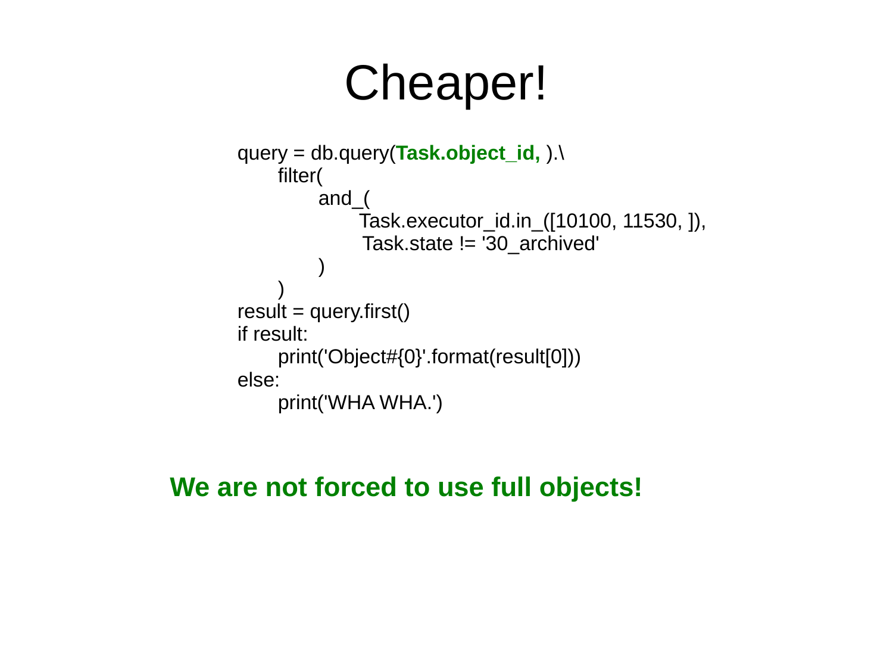# Cheaper!

```
query = db.query(Task.object_id, ).\
      filter(
            and_(
                  Task.executor_id.in_([10100, 11530, ]),
                  Task.state != '30_archived'
            )
      )
result = query.first()
if result:
      print('Object#{0}'.format(result[0]))
else:
      print('WHA WHA.')
```

**We are not forced to use full objects!**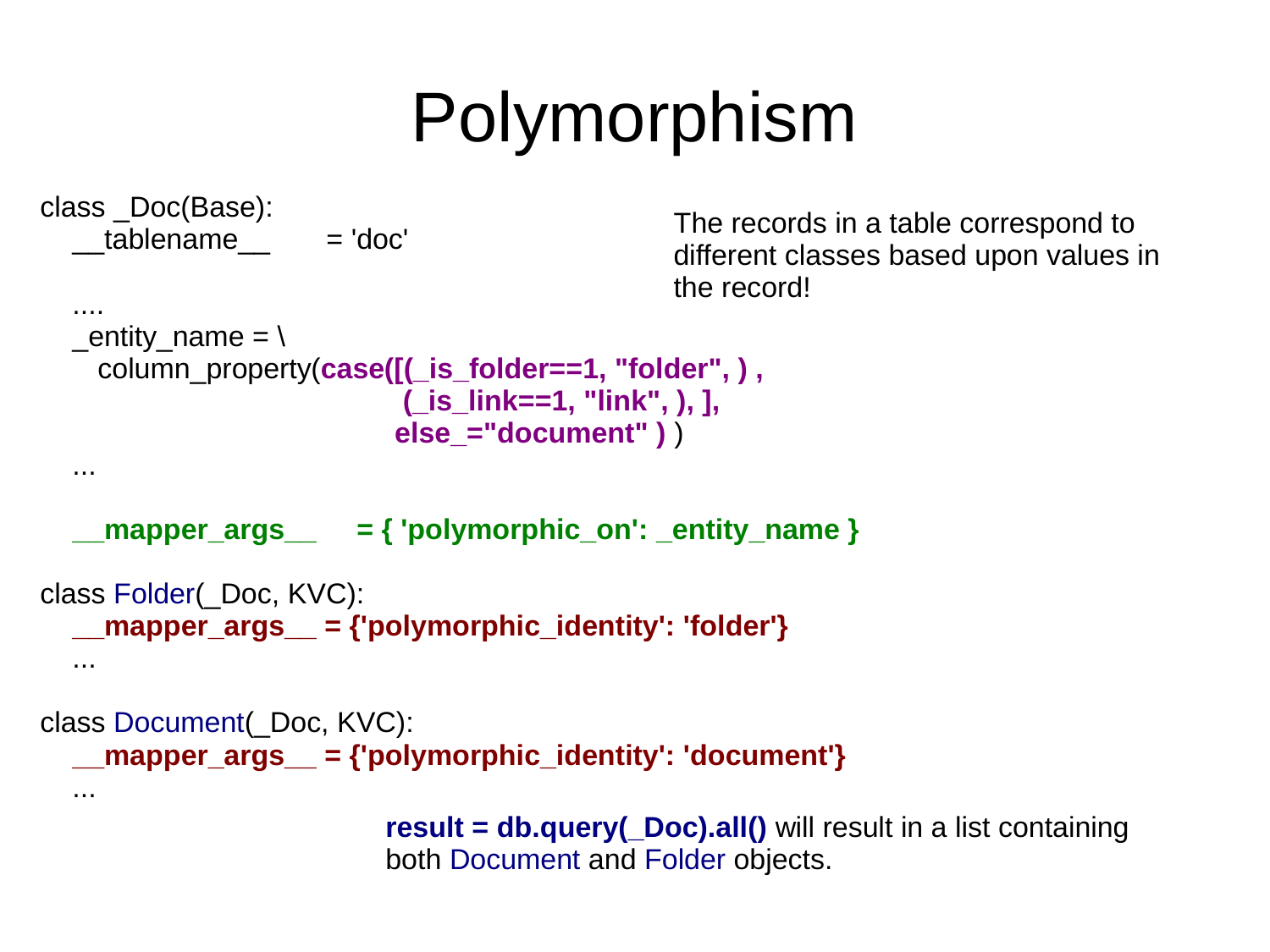# Polymorphism

The records in a table correspond to different classes based upon values in the record!

```
class _Doc(Base):
   __tablename__      = 'doc'
   ....
   _entity_name = \
     column_property(case([(_is_folder==1, "folder", ) ,
                            (_is_link==1, "link", ), ],
                           else_="document" ) )
   ...

   __mapper_args__     = { 'polymorphic_on': _entity_name }

class Folder(_Doc, KVC):
   __mapper_args__ = {'polymorphic_identity': 'folder'}
   ...

class Document(_Doc, KVC):
   __mapper_args__ = {'polymorphic_identity': 'document'}
   ...
```

**result = db.query(_Doc).all()** will result in a list containing both Document and Folder objects.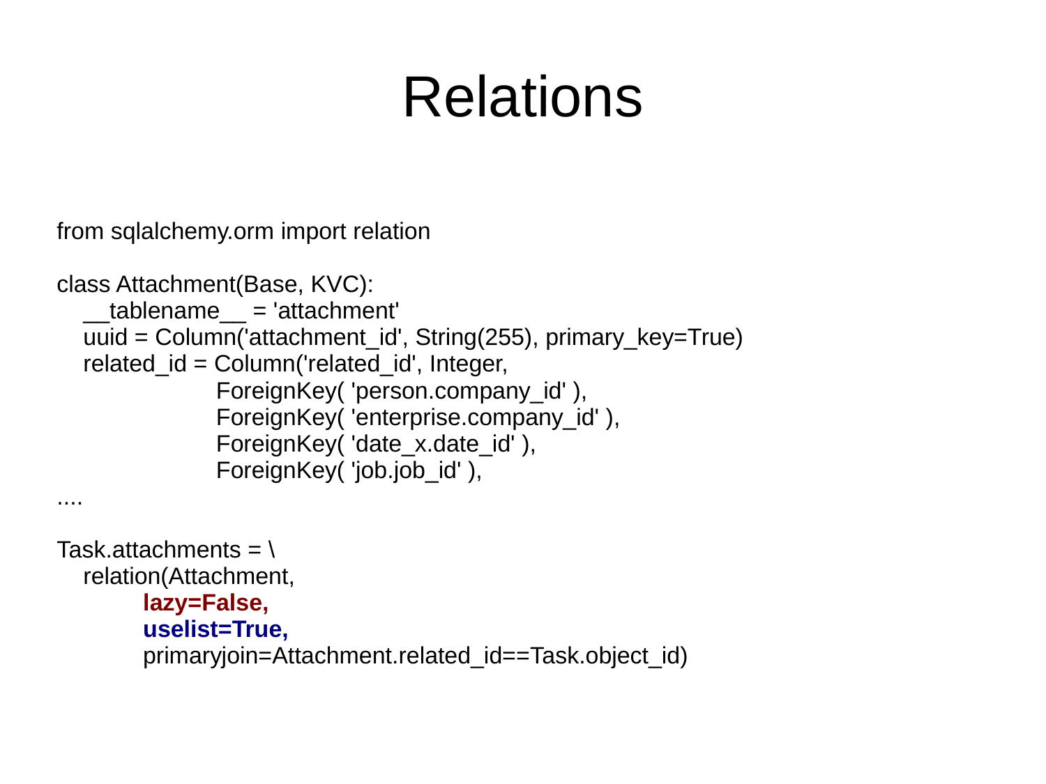# Relations

```
from sqlalchemy.orm import relation

class Attachment(Base, KVC):
    __tablename__ = 'attachment'
    uuid = Column('attachment_id', String(255), primary_key=True)
    related_id = Column('related_id', Integer,
                        ForeignKey( 'person.company_id' ),
                        ForeignKey( 'enterprise.company_id' ),
                        ForeignKey( 'date_x.date_id' ),
                        ForeignKey( 'job.job_id' ),
....

Task.attachments = \
    relation(Attachment,
             lazy=False,
             uselist=True,
             primaryjoin=Attachment.related_id==Task.object_id)
```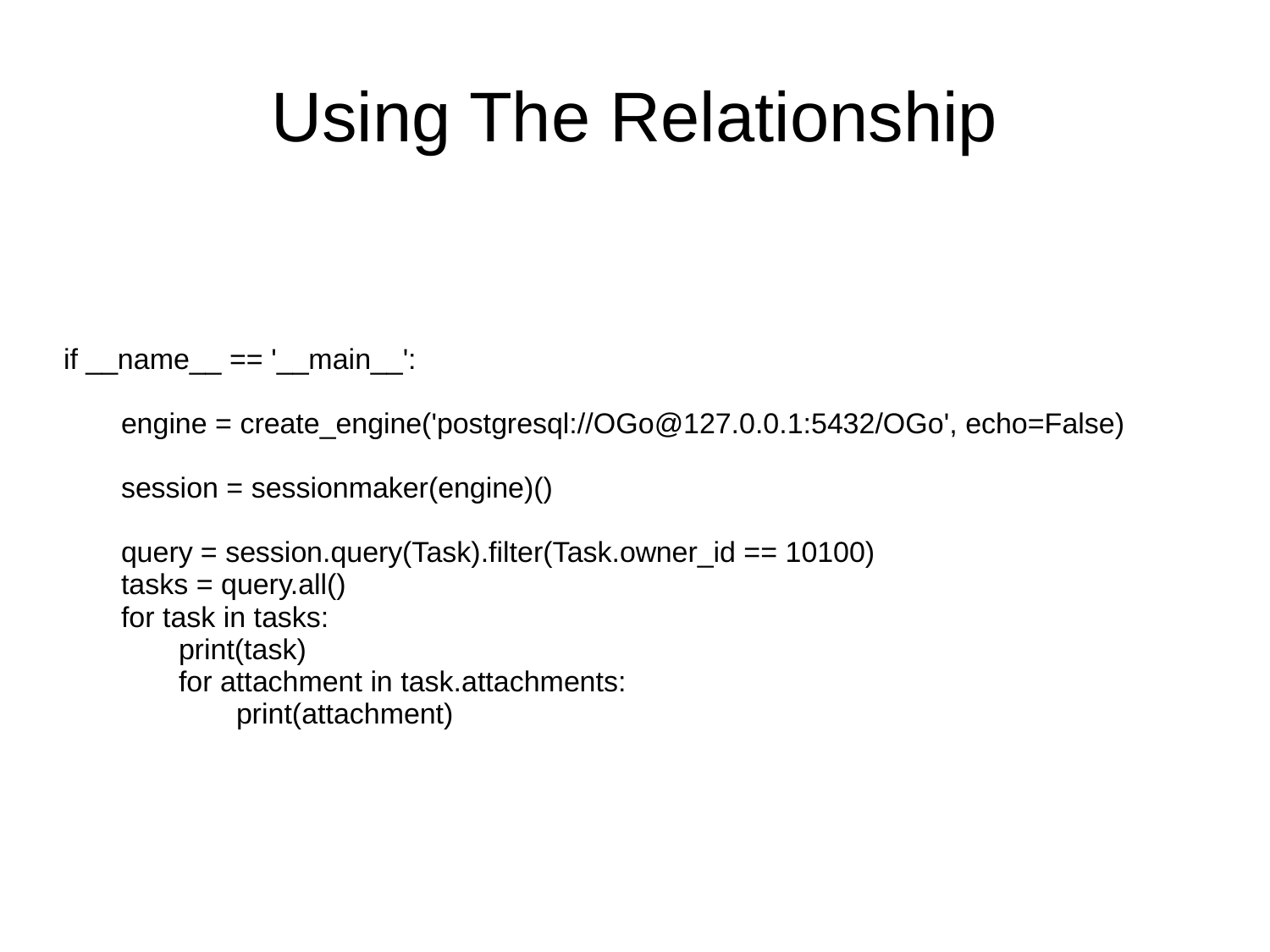# Using The Relationship

```
if __name__ == '__main__':

    engine = create_engine('postgresql://OGo@127.0.0.1:5432/OGo', echo=False)

    session = sessionmaker(engine)()

    query = session.query(Task).filter(Task.owner_id == 10100)
    tasks = query.all()
    for task in tasks:
        print(task)
        for attachment in task.attachments:
            print(attachment)
```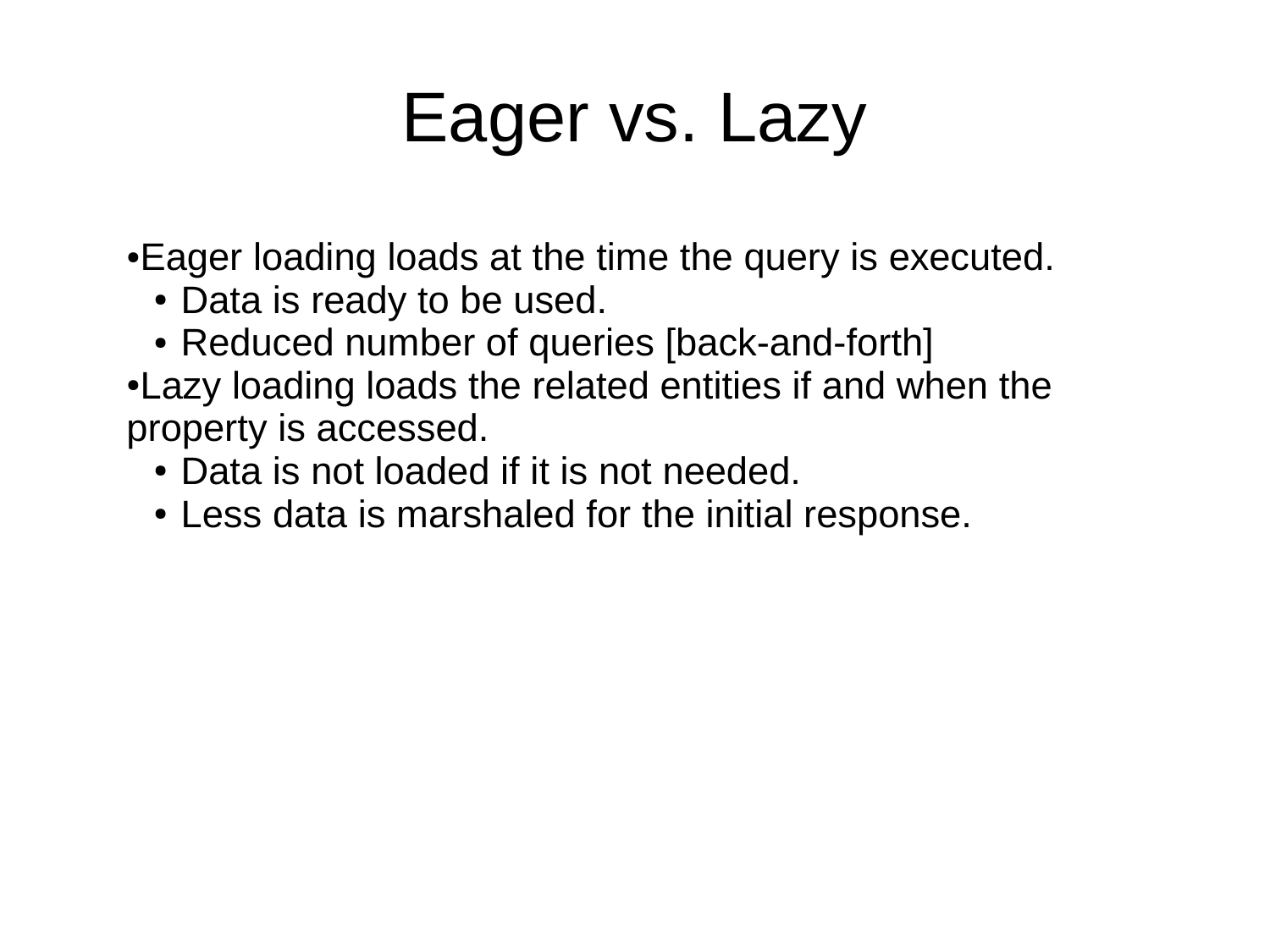# Eager vs. Lazy

- Eager loading loads at the time the query is executed.
  - Data is ready to be used.
  - Reduced number of queries [back-and-forth]
- Lazy loading loads the related entities if and when the property is accessed.
  - Data is not loaded if it is not needed.
  - Less data is marshaled for the initial response.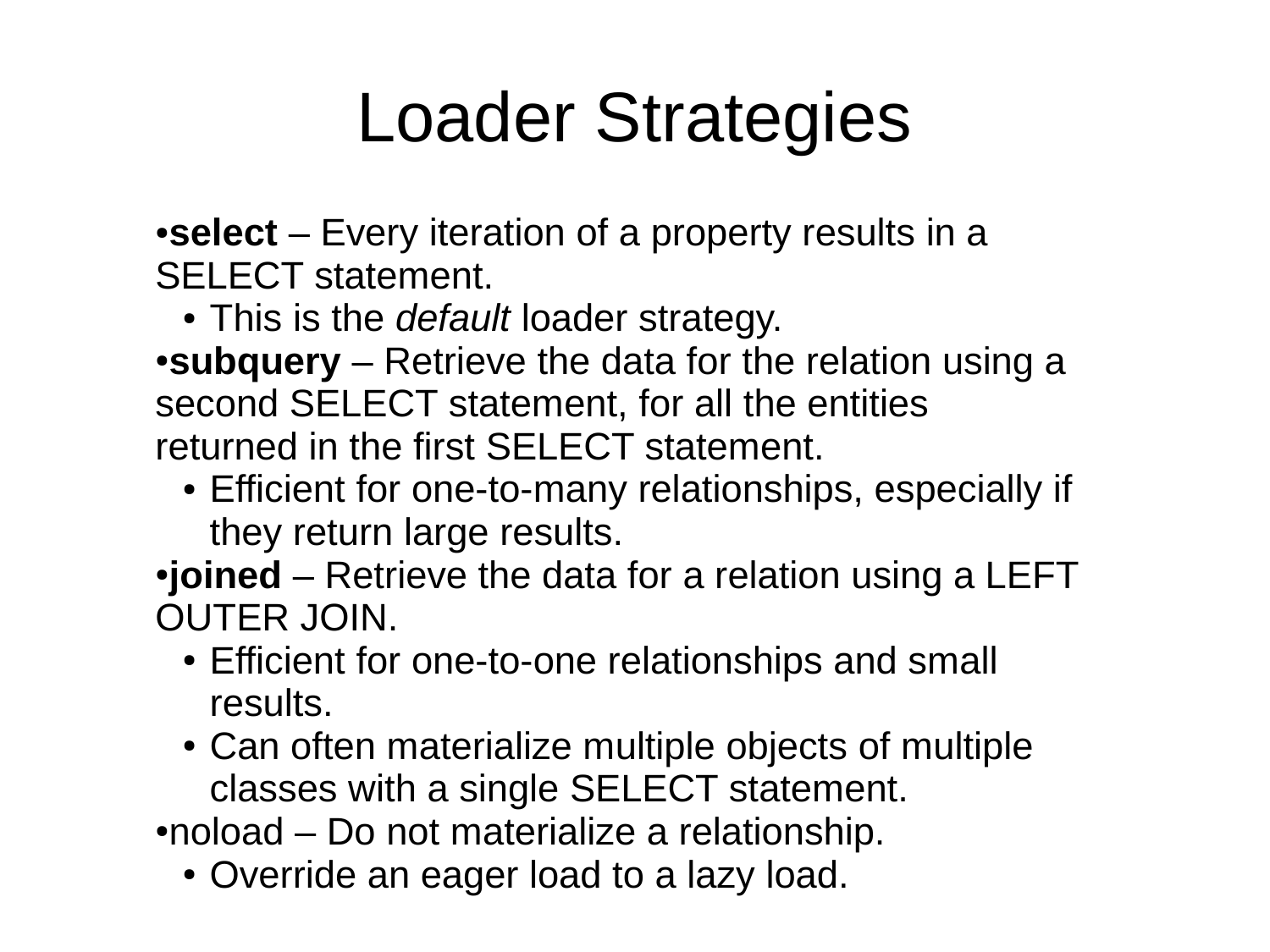# Loader Strategies

- **select** – Every iteration of a property results in a SELECT statement.
  - This is the *default* loader strategy.
- **subquery** – Retrieve the data for the relation using a second SELECT statement, for all the entities returned in the first SELECT statement.
  - Efficient for one-to-many relationships, especially if they return large results.
- **joined** – Retrieve the data for a relation using a LEFT OUTER JOIN.
  - Efficient for one-to-one relationships and small results.
  - Can often materialize multiple objects of multiple classes with a single SELECT statement.
- noload – Do not materialize a relationship.
  - Override an eager load to a lazy load.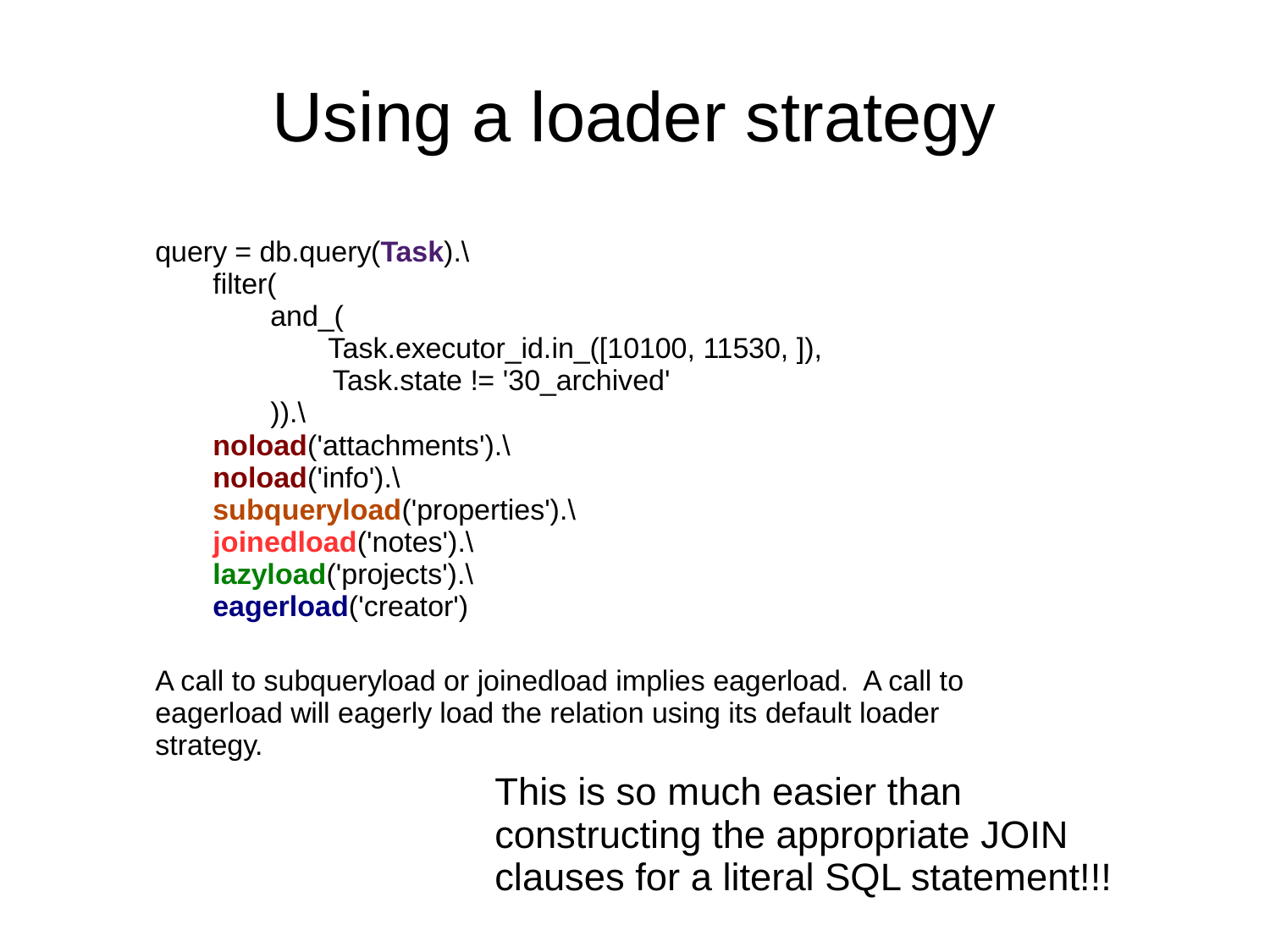# Using a loader strategy

```
query = db.query(Task).\
      filter(
            and_(
                  Task.executor_id.in_([10100, 11530, ]),
                   Task.state != '30_archived'
            )).\
      noload('attachments').\
      noload('info').\
      subqueryload('properties').\
      joinedload('notes').\
      lazyload('projects').\
      eagerload('creator')
```

A call to subqueryload or joinedload implies eagerload. A call to eagerload will eagerly load the relation using its default loader strategy.

This is so much easier than constructing the appropriate JOIN clauses for a literal SQL statement!!!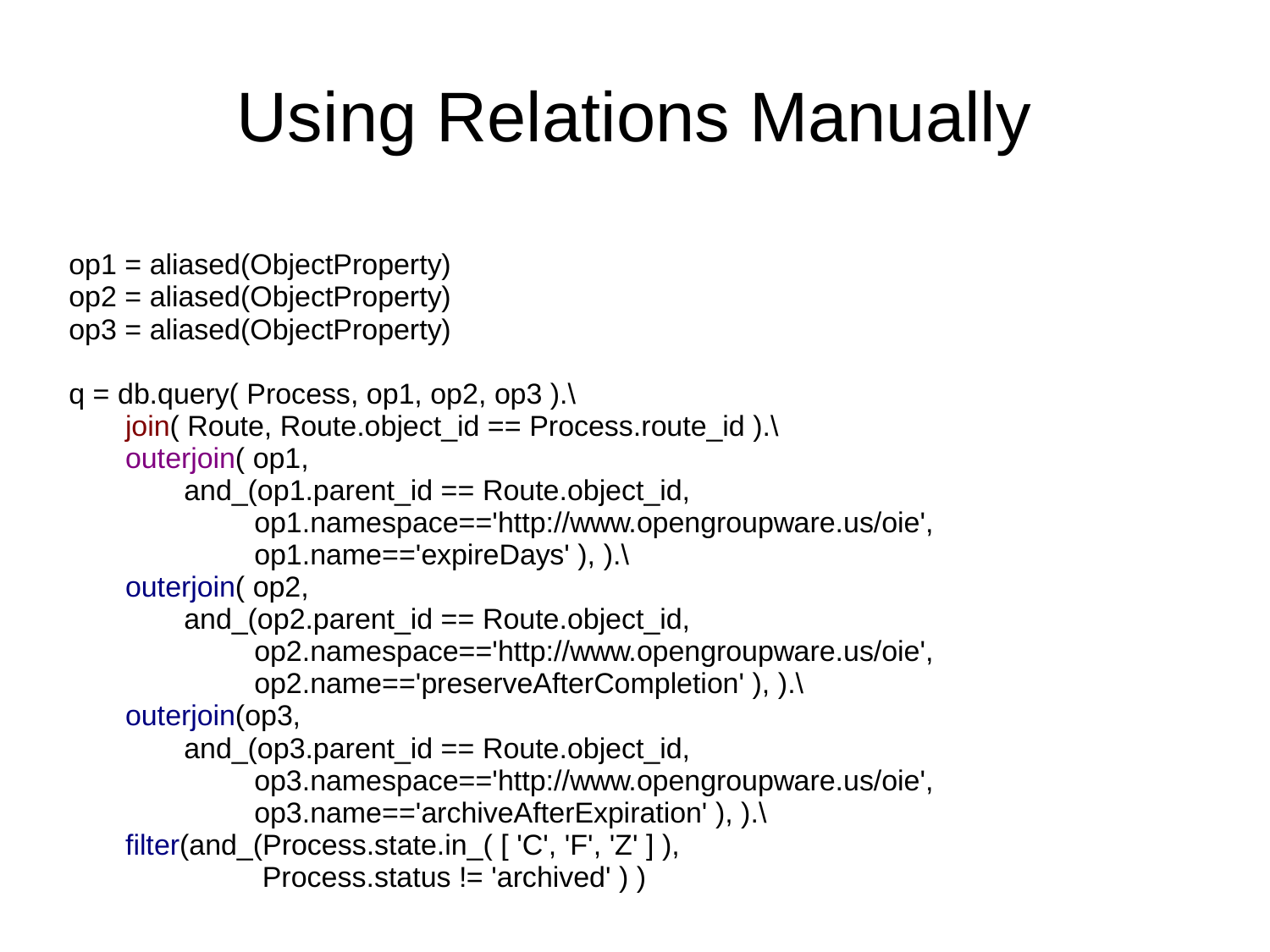# Using Relations Manually

```
op1 = aliased(ObjectProperty)
op2 = aliased(ObjectProperty)
op3 = aliased(ObjectProperty)

q = db.query( Process, op1, op2, op3 ).\
      join( Route, Route.object_id == Process.route_id ).\
      outerjoin( op1,
            and_(op1.parent_id == Route.object_id,
                  op1.namespace=='http://www.opengroupware.us/oie',
                  op1.name=='expireDays' ), ).\
      outerjoin( op2,
            and_(op2.parent_id == Route.object_id,
                  op2.namespace=='http://www.opengroupware.us/oie',
                  op2.name=='preserveAfterCompletion' ), ).\
      outerjoin(op3,
            and_(op3.parent_id == Route.object_id,
                  op3.namespace=='http://www.opengroupware.us/oie',
                  op3.name=='archiveAfterExpiration' ), ).\
      filter(and_(Process.state.in_( [ 'C', 'F', 'Z' ] ),
                  Process.status != 'archived' ) )
```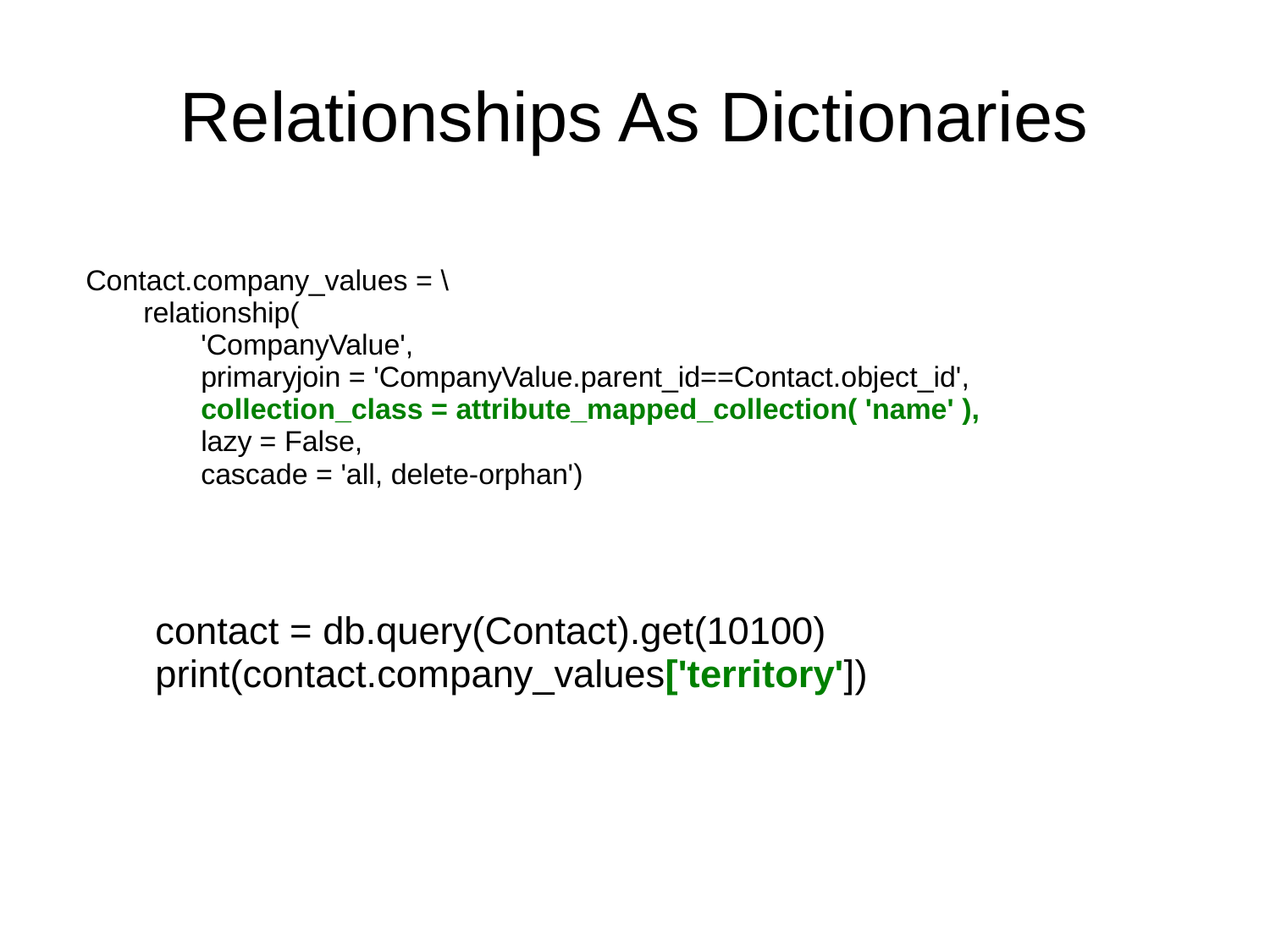# Relationships As Dictionaries

```
Contact.company_values = \
    relationship(
        'CompanyValue',
        primaryjoin = 'CompanyValue.parent_id==Contact.object_id',
        collection_class = attribute_mapped_collection( 'name' ),
        lazy = False,
        cascade = 'all, delete-orphan')
```

```
contact = db.query(Contact).get(10100)
print(contact.company_values['territory'])
```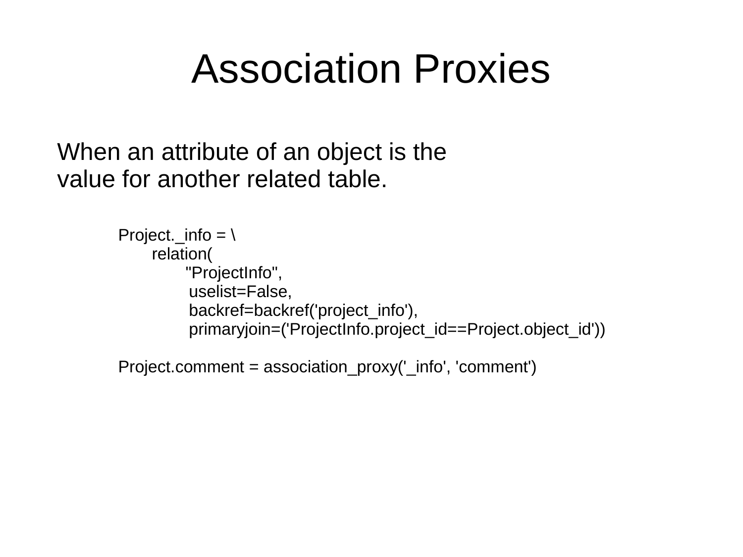# Association Proxies

When an attribute of an object is the value for another related table.

```
Project._info = \
    relation(
        "ProjectInfo",
         uselist=False,
         backref=backref('project_info'),
         primaryjoin=('ProjectInfo.project_id==Project.object_id'))

Project.comment = association_proxy('_info', 'comment')
```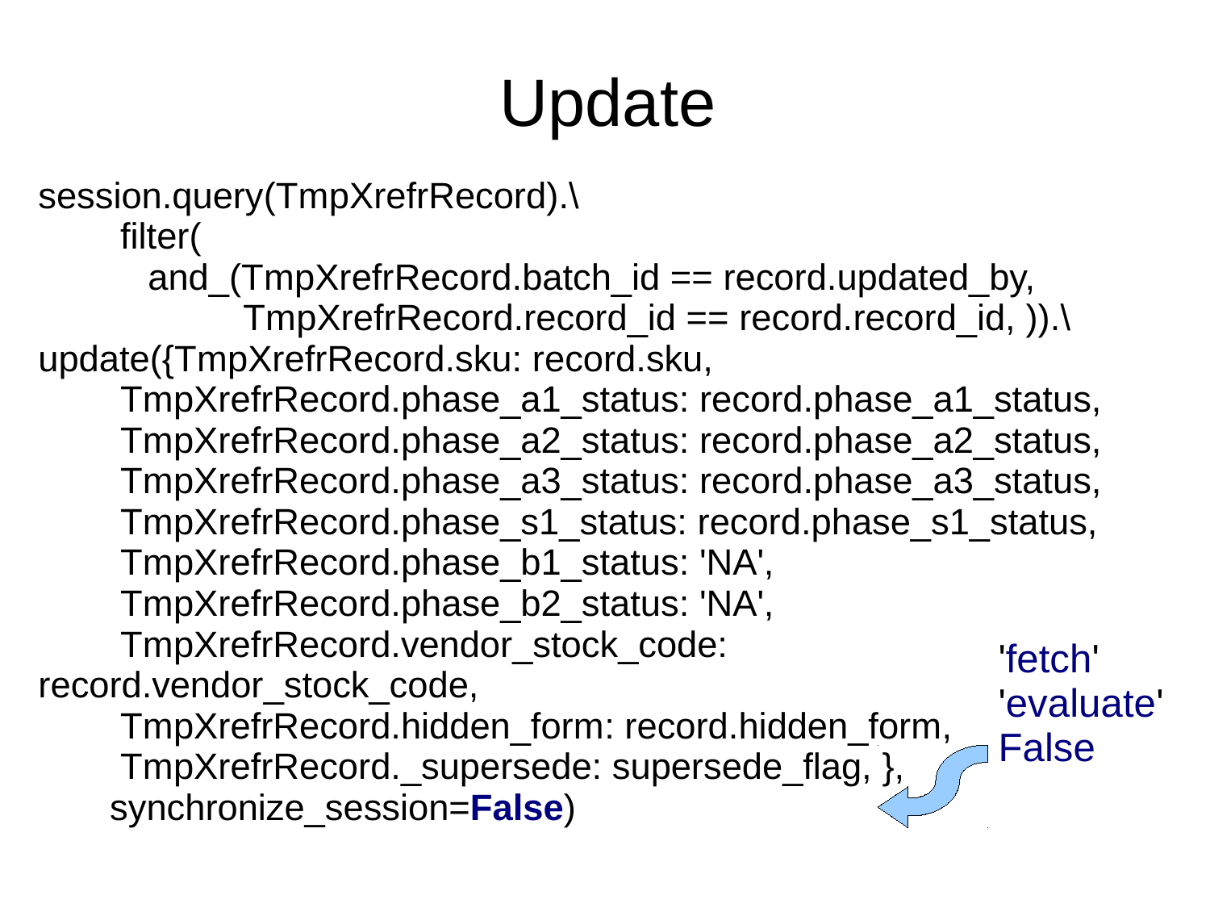# Update

```
session.query(TmpXrefrRecord).\
      filter(
        and_(TmpXrefrRecord.batch_id == record.updated_by,
                TmpXrefrRecord.record_id == record.record_id, )).\
update({TmpXrefrRecord.sku: record.sku,
      TmpXrefrRecord.phase_a1_status: record.phase_a1_status,
      TmpXrefrRecord.phase_a2_status: record.phase_a2_status,
      TmpXrefrRecord.phase_a3_status: record.phase_a3_status,
      TmpXrefrRecord.phase_s1_status: record.phase_s1_status,
      TmpXrefrRecord.phase_b1_status: 'NA',
      TmpXrefrRecord.phase_b2_status: 'NA',
      TmpXrefrRecord.vendor_stock_code:
record.vendor_stock_code,
      TmpXrefrRecord.hidden_form: record.hidden_form,
      TmpXrefrRecord._supersede: supersede_flag, },
     synchronize_session=False)
```

'fetch'
'evaluate'
False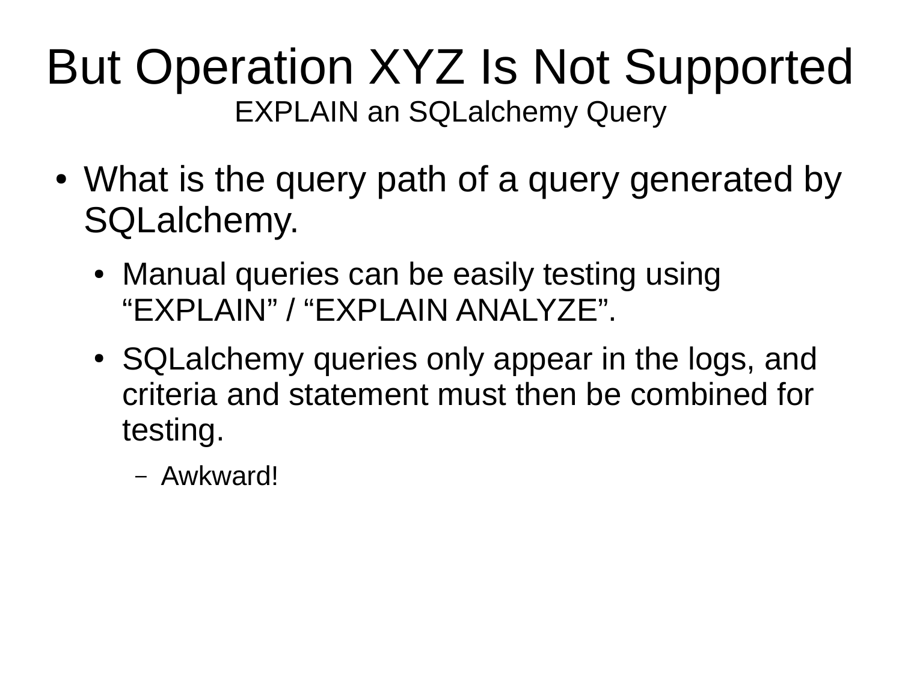# But Operation XYZ Is Not Supported

## EXPLAIN an SQLalchemy Query

- What is the query path of a query generated by SQLalchemy.
  - Manual queries can be easily testing using “EXPLAIN” / “EXPLAIN ANALYZE”.
  - SQLalchemy queries only appear in the logs, and criteria and statement must then be combined for testing.
    - Awkward!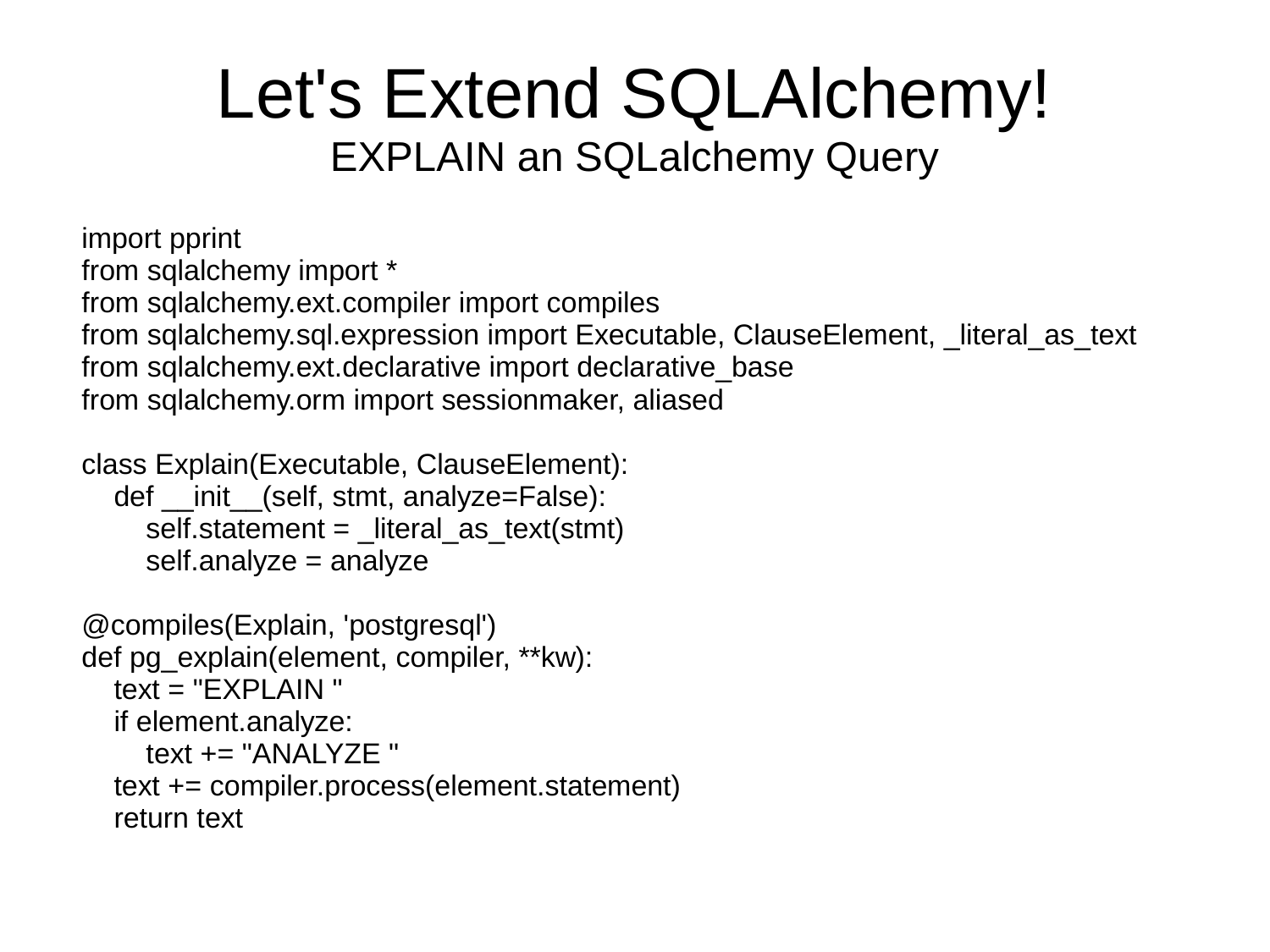# Let's Extend SQLAlchemy!

## EXPLAIN an SQLalchemy Query

```
import pprint
from sqlalchemy import *
from sqlalchemy.ext.compiler import compiles
from sqlalchemy.sql.expression import Executable, ClauseElement, _literal_as_text
from sqlalchemy.ext.declarative import declarative_base
from sqlalchemy.orm import sessionmaker, aliased

class Explain(Executable, ClauseElement):
    def __init__(self, stmt, analyze=False):
        self.statement = _literal_as_text(stmt)
        self.analyze = analyze

@compiles(Explain, 'postgresql')
def pg_explain(element, compiler, **kw):
    text = "EXPLAIN "
    if element.analyze:
        text += "ANALYZE "
    text += compiler.process(element.statement)
    return text
```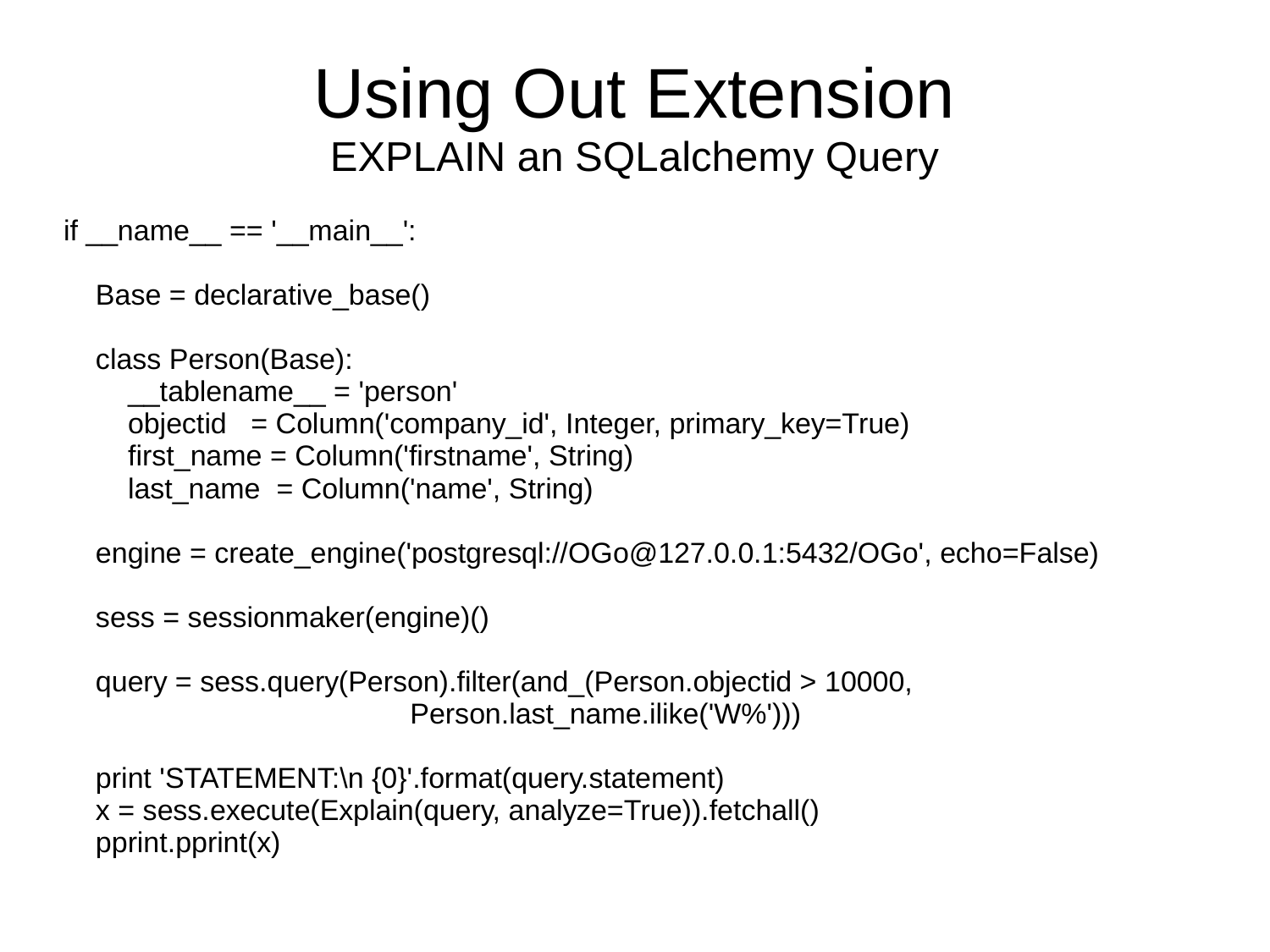# Using Out Extension

## EXPLAIN an SQLalchemy Query

```
if __name__ == '__main__':

    Base = declarative_base()

    class Person(Base):
        __tablename__ = 'person'
        objectid   = Column('company_id', Integer, primary_key=True)
        first_name = Column('firstname', String)
        last_name  = Column('name', String)

    engine = create_engine('postgresql://OGo@127.0.0.1:5432/OGo', echo=False)

    sess = sessionmaker(engine)()

    query = sess.query(Person).filter(and_(Person.objectid > 10000,
                                  Person.last_name.ilike('W%')))

    print 'STATEMENT:\n {0}'.format(query.statement)
    x = sess.execute(Explain(query, analyze=True)).fetchall()
    pprint.pprint(x)
```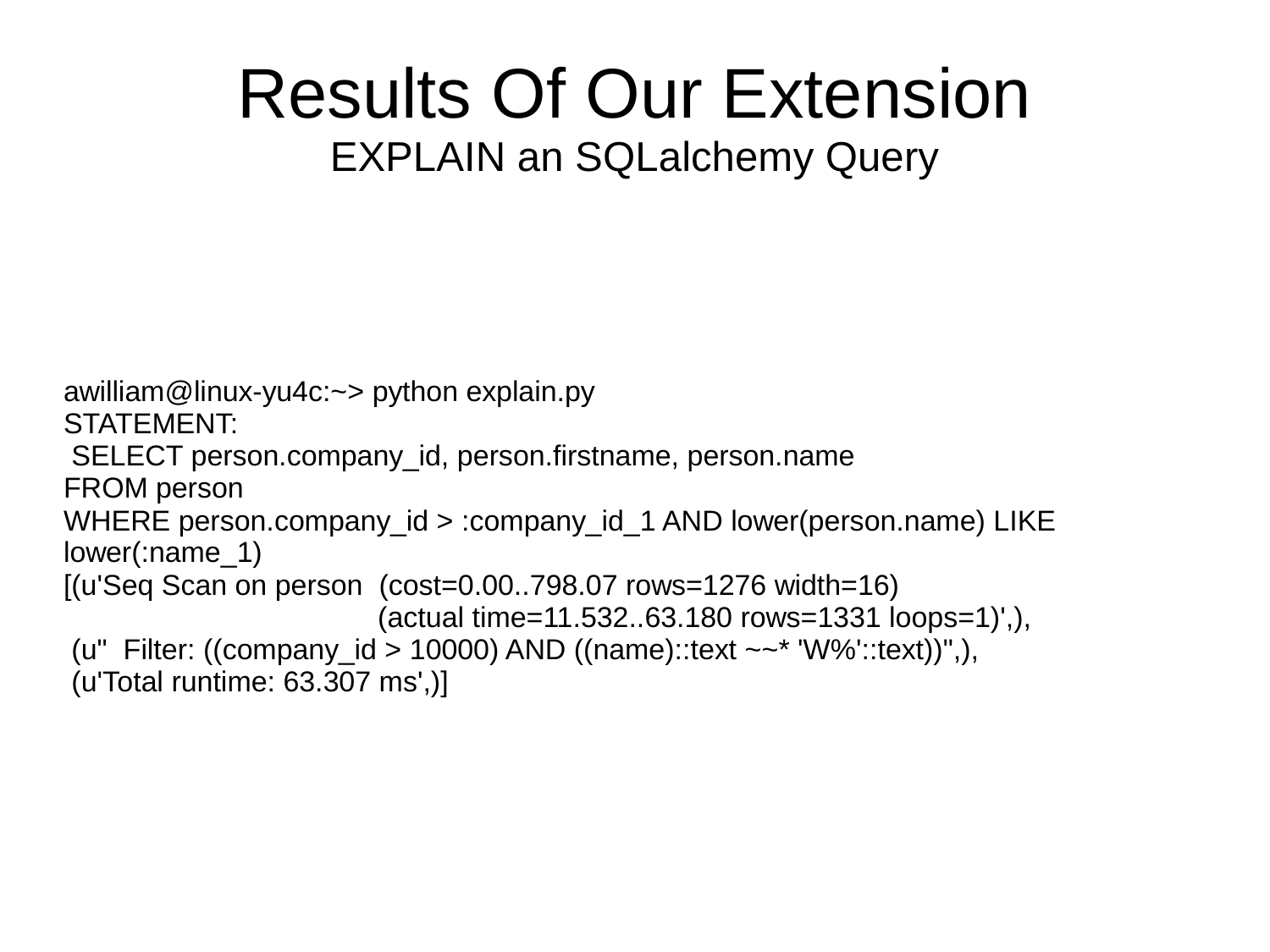# Results Of Our Extension

## EXPLAIN an SQLalchemy Query

```
awilliam@linux-yu4c:~> python explain.py
STATEMENT:
 SELECT person.company_id, person.firstname, person.name
FROM person
WHERE person.company_id > :company_id_1 AND lower(person.name) LIKE
lower(:name_1)
[(u'Seq Scan on person  (cost=0.00..798.07 rows=1276 width=16)
                        (actual time=11.532..63.180 rows=1331 loops=1)',),
 (u"  Filter: ((company_id > 10000) AND ((name)::text ~~* 'W%'::text))",),
 (u'Total runtime: 63.307 ms',)]
```